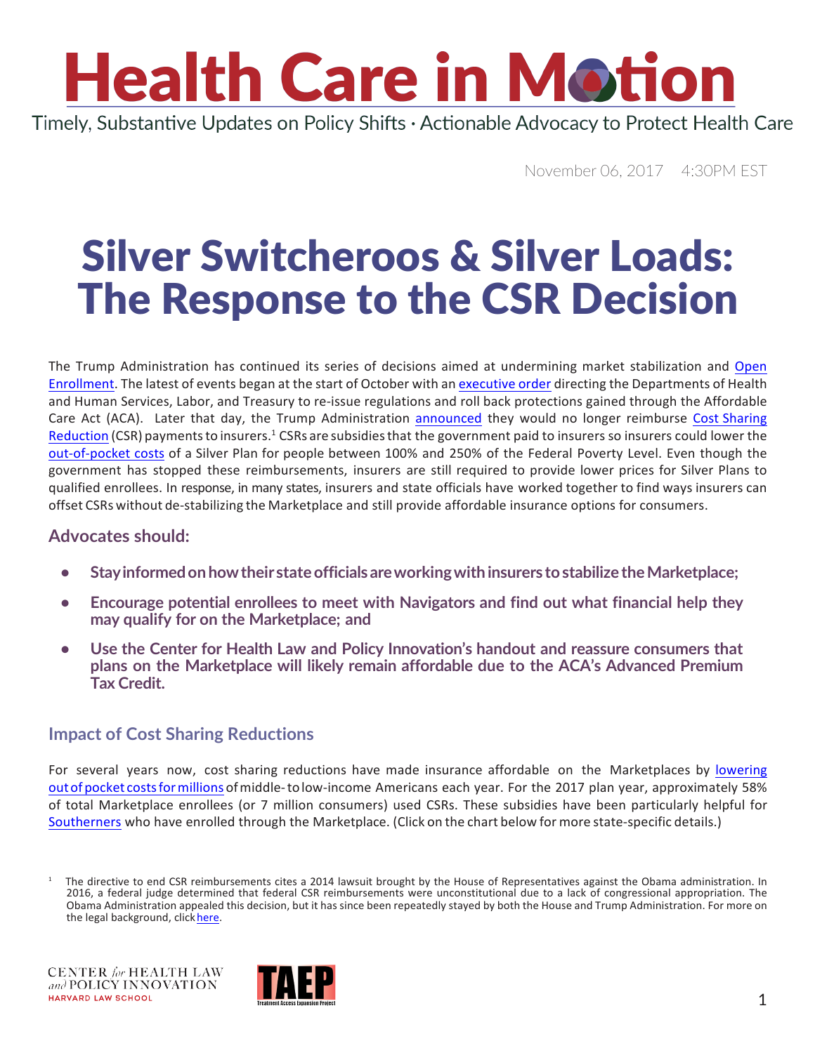# Health Care in Motion

Timely, Substantive Updates on Policy Shifts · Actionable Advocacy to Protect Health Care

November 06, 2017 4:30PM EST

# Silver Switcheroos & Silver Loads: The Response to the CSR Decision

The Trump Administration has continued its series of decisions aimed at undermining market stabilization and Open Enrollment. The latest of events began at the start of October with an executive order directing the Departments of Health and Human Services, Labor, and Treasury to re-issue regulations and roll back protections gained through the Affordable Care Act (ACA). Later that day, the Trump Administration announced they would no longer reimburse Cost Sharing Reduction (CSR) payments to insurers.[1] CSRs are subsidies that the government paid to insurers so insurers could lower the out-of-pocket costs of a Silver Plan for people between 100% and 250% of the Federal Poverty Level. Even though the government has stopped these reimbursements, insurers are still required to provide lower prices for Silver Plans to qualified enrollees. In response, in many states, insurers and state officials have worked together to find ways insurers can offset CSRs without de-stabilizing the Marketplace and still provide affordable insurance options for consumers.

### Advocates should:

- **Stay informed on how their state officials are working with insurers to stabilize the Marketplace;**
- **Encourage potential enrollees to meet with Navigators and find out what financial help they may qualify for on the Marketplace; and**
- **Use the Center for Health Law and Policy Innovation's handout and reassure consumers that plans on the Marketplace will likely remain affordable due to the ACA's Advanced Premium Tax Credit.**

### Impact of Cost Sharing Reductions

For several years now, cost sharing reductions have made insurance affordable on the Marketplaces by lowering out of pocket costs for millions of middle- to low-income Americans each year. For the 2017 plan year, approximately 58% of total Marketplace enrollees (or 7 million consumers) used CSRs. These subsidies have been particularly helpful for Southerners who have enrolled through the Marketplace. (Click on the chart below for more state-specific details.)

[1] The directive to end CSR reimbursements cites a 2014 lawsuit brought by the House of Representatives against the Obama administration. In 2016, a federal judge determined that federal CSR reimbursements were unconstitutional due to a lack of congressional appropriation. The Obama Administration appealed this decision, but it has since been repeatedly stayed by both the House and Trump Administration. For more on the legal background, click here.

CENTER *for* HEALTH LAW *and* POLICY INNOVATION
HARVARD LAW SCHOOL

TAEP Treatment Access Expansion Project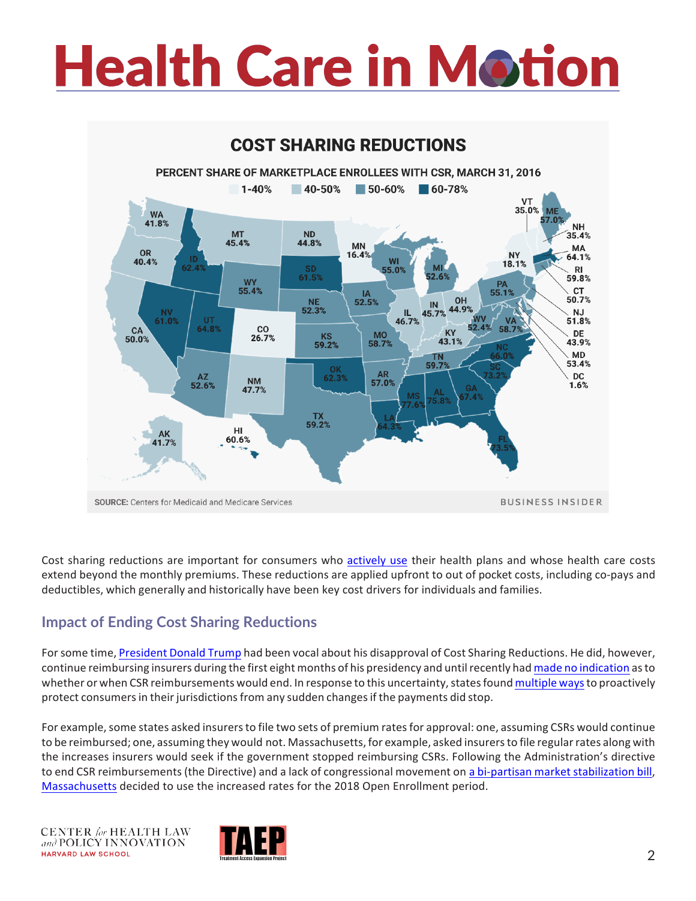**COST SHARING REDUCTIONS**

PERCENT SHARE OF MARKETPLACE ENROLLEES WITH CSR, MARCH 31, 2016

1-40% | 40-50% | 50-60% | 60-78%

| State | Share | State | Share | State | Share |
|---|---|---|---|---|---|
| WA | 41.8% | IL | 46.7% | FL | 73.5% |
| OR | 40.4% | IN | 45.7% | AK | 41.7% |
| CA | 50.0% | OH | 44.9% | HI | 60.6% |
| ID | 62.4% | MI | 52.6% | VT | 35.0% |
| NV | 61.0% | KY | 43.1% | ME | 57.0% |
| MT | 45.4% | TN | 59.7% | NH | 35.4% |
| WY | 55.4% | MS | 77.6% | MA | 64.1% |
| UT | 64.8% | AL | 75.8% | RI | 59.8% |
| CO | 26.7% | GA | 67.4% | CT | 50.7% |
| AZ | 52.6% | SC | 73.2% | NJ | 51.8% |
| NM | 47.7% | NC | 66.0% | DE | 43.9% |
| ND | 44.8% | VA | 58.7% | MD | 53.4% |
| SD | 61.5% | WV | 52.4% | DC | 1.6% |
| NE | 52.3% | PA | 55.1% | NY | 18.1% |
| KS | 59.2% | WI | 55.0% | MN | 16.4% |
| OK | 62.3% | IA | 52.5% | MO | 58.7% |
| TX | 59.2% | AR | 57.0% | LA | 64.3% |

**SOURCE:** Centers for Medicaid and Medicare Services — BUSINESS INSIDER

Cost sharing reductions are important for consumers who actively use their health plans and whose health care costs extend beyond the monthly premiums. These reductions are applied upfront to out of pocket costs, including co-pays and deductibles, which generally and historically have been key cost drivers for individuals and families.

## Impact of Ending Cost Sharing Reductions

For some time, President Donald Trump had been vocal about his disapproval of Cost Sharing Reductions. He did, however, continue reimbursing insurers during the first eight months of his presidency and until recently had made no indication as to whether or when CSR reimbursements would end. In response to this uncertainty, states found multiple ways to proactively protect consumers in their jurisdictions from any sudden changes if the payments did stop.

For example, some states asked insurers to file two sets of premium rates for approval: one, assuming CSRs would continue to be reimbursed; one, assuming they would not. Massachusetts, for example, asked insurers to file regular rates along with the increases insurers would seek if the government stopped reimbursing CSRs. Following the Administration's directive to end CSR reimbursements (the Directive) and a lack of congressional movement on a bi-partisan market stabilization bill, Massachusetts decided to use the increased rates for the 2018 Open Enrollment period.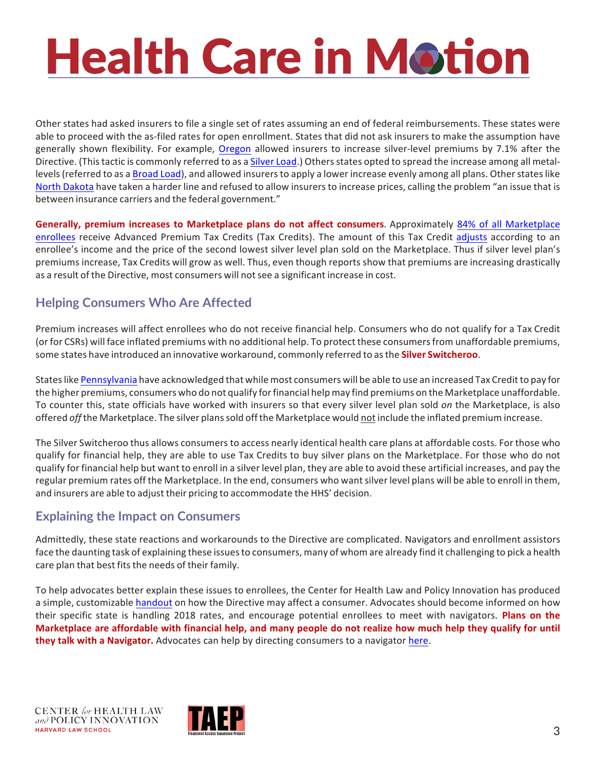Other states had asked insurers to file a single set of rates assuming an end of federal reimbursements. These states were able to proceed with the as-filed rates for open enrollment. States that did not ask insurers to make the assumption have generally shown flexibility. For example, Oregon allowed insurers to increase silver-level premiums by 7.1% after the Directive. (This tactic is commonly referred to as a Silver Load.) Others states opted to spread the increase among all metal-levels (referred to as a Broad Load), and allowed insurers to apply a lower increase evenly among all plans. Other states like North Dakota have taken a harder line and refused to allow insurers to increase prices, calling the problem "an issue that is between insurance carriers and the federal government."

**Generally, premium increases to Marketplace plans do not affect consumers**. Approximately 84% of all Marketplace enrollees receive Advanced Premium Tax Credits (Tax Credits). The amount of this Tax Credit adjusts according to an enrollee's income and the price of the second lowest silver level plan sold on the Marketplace. Thus if silver level plan's premiums increase, Tax Credits will grow as well. Thus, even though reports show that premiums are increasing drastically as a result of the Directive, most consumers will not see a significant increase in cost.

## Helping Consumers Who Are Affected

Premium increases will affect enrollees who do not receive financial help. Consumers who do not qualify for a Tax Credit (or for CSRs) will face inflated premiums with no additional help. To protect these consumers from unaffordable premiums, some states have introduced an innovative workaround, commonly referred to as the **Silver Switcheroo**.

States like Pennsylvania have acknowledged that while most consumers will be able to use an increased Tax Credit to pay for the higher premiums, consumers who do not qualify for financial help may find premiums on the Marketplace unaffordable. To counter this, state officials have worked with insurers so that every silver level plan sold *on* the Marketplace, is also offered *off* the Marketplace. The silver plans sold off the Marketplace would not include the inflated premium increase.

The Silver Switcheroo thus allows consumers to access nearly identical health care plans at affordable costs. For those who qualify for financial help, they are able to use Tax Credits to buy silver plans on the Marketplace. For those who do not qualify for financial help but want to enroll in a silver level plan, they are able to avoid these artificial increases, and pay the regular premium rates off the Marketplace. In the end, consumers who want silver level plans will be able to enroll in them, and insurers are able to adjust their pricing to accommodate the HHS' decision.

## Explaining the Impact on Consumers

Admittedly, these state reactions and workarounds to the Directive are complicated. Navigators and enrollment assistors face the daunting task of explaining these issues to consumers, many of whom are already find it challenging to pick a health care plan that best fits the needs of their family.

To help advocates better explain these issues to enrollees, the Center for Health Law and Policy Innovation has produced a simple, customizable handout on how the Directive may affect a consumer. Advocates should become informed on how their specific state is handling 2018 rates, and encourage potential enrollees to meet with navigators. **Plans on the Marketplace are affordable with financial help, and many people do not realize how much help they qualify for until they talk with a Navigator.** Advocates can help by directing consumers to a navigator here.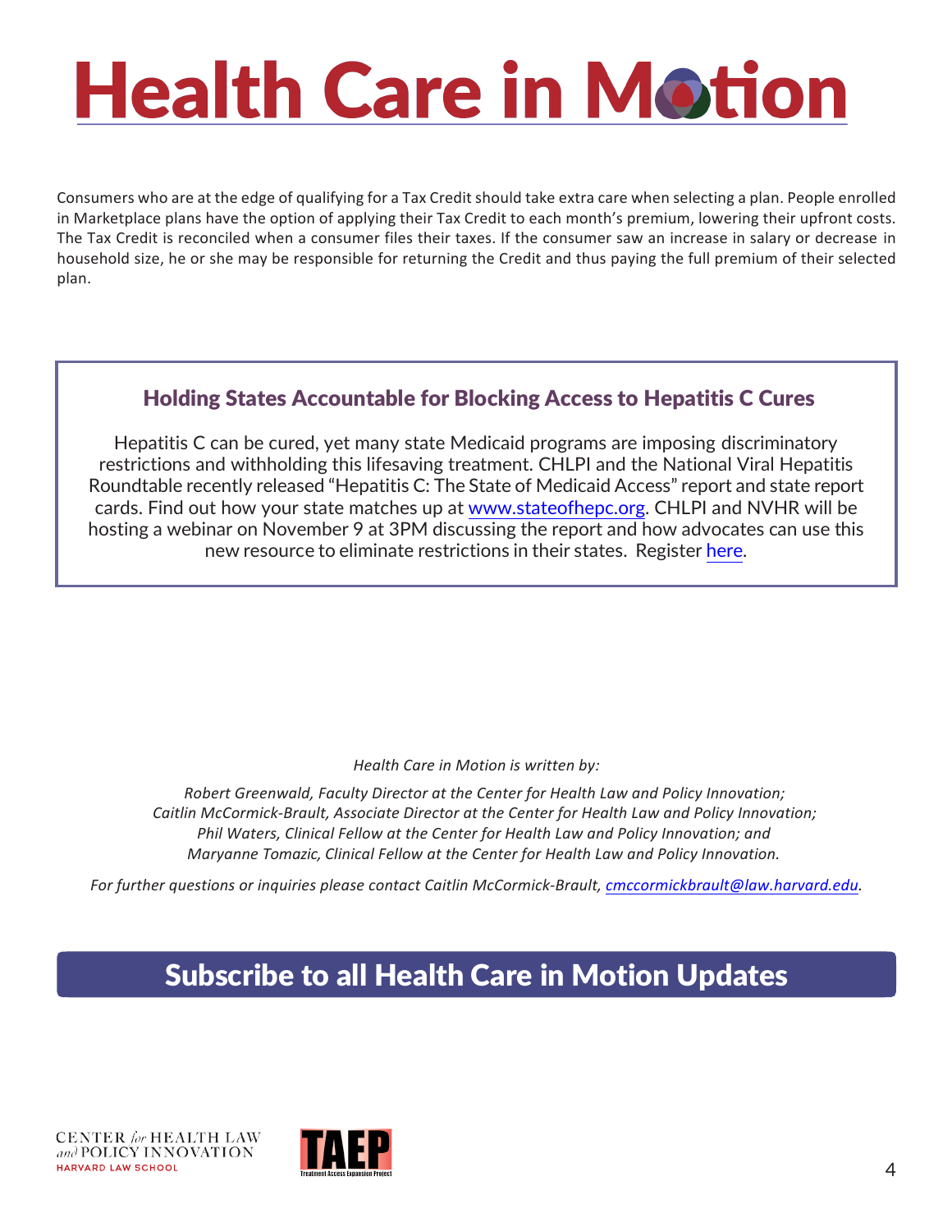# Health Care in Motion

Consumers who are at the edge of qualifying for a Tax Credit should take extra care when selecting a plan. People enrolled in Marketplace plans have the option of applying their Tax Credit to each month's premium, lowering their upfront costs. The Tax Credit is reconciled when a consumer files their taxes. If the consumer saw an increase in salary or decrease in household size, he or she may be responsible for returning the Credit and thus paying the full premium of their selected plan.

## Holding States Accountable for Blocking Access to Hepatitis C Cures

Hepatitis C can be cured, yet many state Medicaid programs are imposing discriminatory restrictions and withholding this lifesaving treatment. CHLPI and the National Viral Hepatitis Roundtable recently released "Hepatitis C: The State of Medicaid Access" report and state report cards. Find out how your state matches up at [www.stateofhepc.org](www.stateofhepc.org). CHLPI and NVHR will be hosting a webinar on November 9 at 3PM discussing the report and how advocates can use this new resource to eliminate restrictions in their states. Register here.

*Health Care in Motion is written by:*

*Robert Greenwald, Faculty Director at the Center for Health Law and Policy Innovation;*
*Caitlin McCormick-Brault, Associate Director at the Center for Health Law and Policy Innovation;*
*Phil Waters, Clinical Fellow at the Center for Health Law and Policy Innovation; and*
*Maryanne Tomazic, Clinical Fellow at the Center for Health Law and Policy Innovation.*

*For further questions or inquiries please contact Caitlin McCormick-Brault, cmccormickbrault@law.harvard.edu.*

**Subscribe to all Health Care in Motion Updates**

CENTER *for* HEALTH LAW *and* POLICY INNOVATION
HARVARD LAW SCHOOL

TAEP
Treatment Access Expansion Project